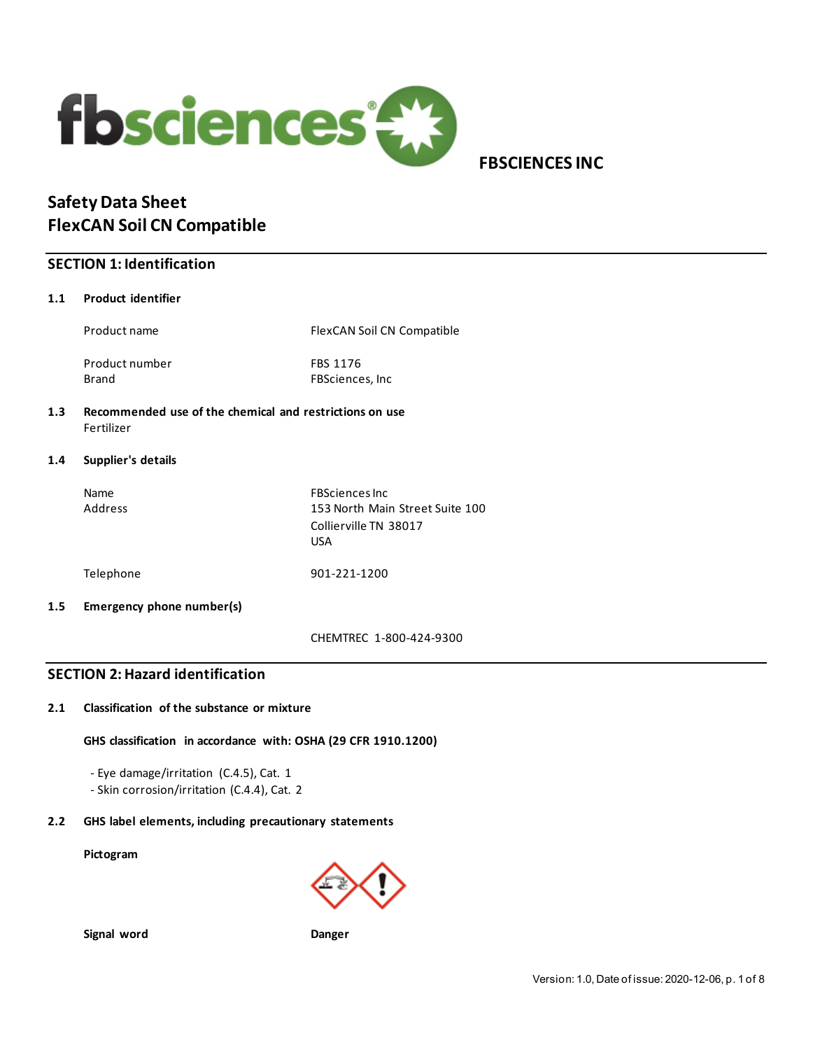**FBSCIENCES INC**

# Safety Data Sheet
# FlexCAN Soil CN Compatible

## SECTION 1: Identification

### 1.1 Product identifier

| | |
|---|---|
| Product name | FlexCAN Soil CN Compatible |
| Product number | FBS 1176 |
| Brand | FBSciences, Inc |

### 1.3 Recommended use of the chemical and restrictions on use

Fertilizer

### 1.4 Supplier's details

| | |
|---|---|
| Name | FBSciences Inc |
| Address | 153 North Main Street Suite 100<br>Collierville TN 38017<br>USA |
| Telephone | 901-221-1200 |

### 1.5 Emergency phone number(s)

CHEMTREC 1-800-424-9300

## SECTION 2: Hazard identification

### 2.1 Classification of the substance or mixture

**GHS classification in accordance with: OSHA (29 CFR 1910.1200)**

- Eye damage/irritation (C.4.5), Cat. 1
- Skin corrosion/irritation (C.4.4), Cat. 2

### 2.2 GHS label elements, including precautionary statements

**Pictogram**

**Signal word** **Danger**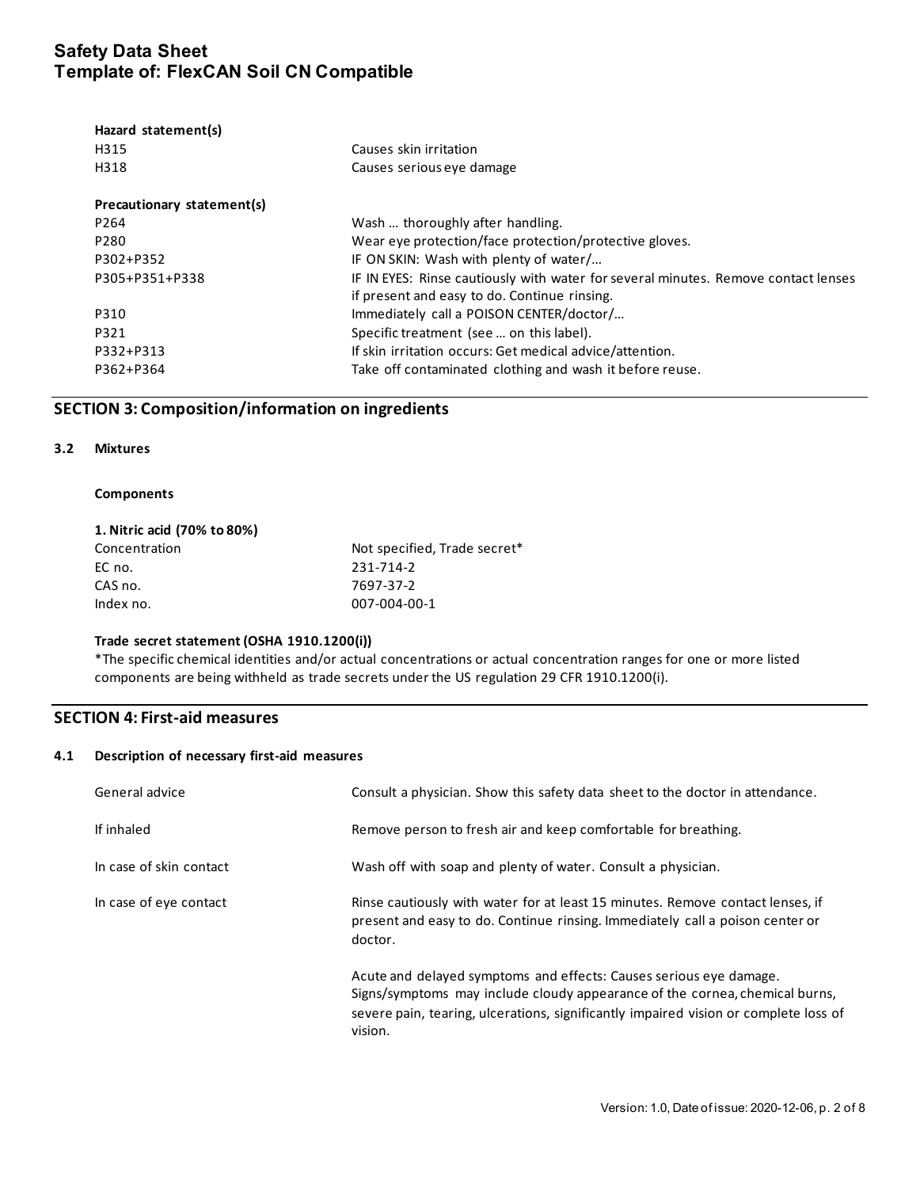**Hazard statement(s)**

| | |
|---|---|
| H315 | Causes skin irritation |
| H318 | Causes serious eye damage |

**Precautionary statement(s)**

| | |
|---|---|
| P264 | Wash … thoroughly after handling. |
| P280 | Wear eye protection/face protection/protective gloves. |
| P302+P352 | IF ON SKIN: Wash with plenty of water/… |
| P305+P351+P338 | IF IN EYES: Rinse cautiously with water for several minutes. Remove contact lenses if present and easy to do. Continue rinsing. |
| P310 | Immediately call a POISON CENTER/doctor/… |
| P321 | Specific treatment (see … on this label). |
| P332+P313 | If skin irritation occurs: Get medical advice/attention. |
| P362+P364 | Take off contaminated clothing and wash it before reuse. |

## SECTION 3: Composition/information on ingredients

### 3.2 Mixtures

**Components**

**1. Nitric acid (70% to 80%)**

| | |
|---|---|
| Concentration | Not specified, Trade secret* |
| EC no. | 231-714-2 |
| CAS no. | 7697-37-2 |
| Index no. | 007-004-00-1 |

**Trade secret statement (OSHA 1910.1200(i))**

*The specific chemical identities and/or actual concentrations or actual concentration ranges for one or more listed components are being withheld as trade secrets under the US regulation 29 CFR 1910.1200(i).

## SECTION 4: First-aid measures

### 4.1 Description of necessary first-aid measures

| | |
|---|---|
| General advice | Consult a physician. Show this safety data sheet to the doctor in attendance. |
| If inhaled | Remove person to fresh air and keep comfortable for breathing. |
| In case of skin contact | Wash off with soap and plenty of water. Consult a physician. |
| In case of eye contact | Rinse cautiously with water for at least 15 minutes. Remove contact lenses, if present and easy to do. Continue rinsing. Immediately call a poison center or doctor.<br><br>Acute and delayed symptoms and effects: Causes serious eye damage. Signs/symptoms may include cloudy appearance of the cornea, chemical burns, severe pain, tearing, ulcerations, significantly impaired vision or complete loss of vision. |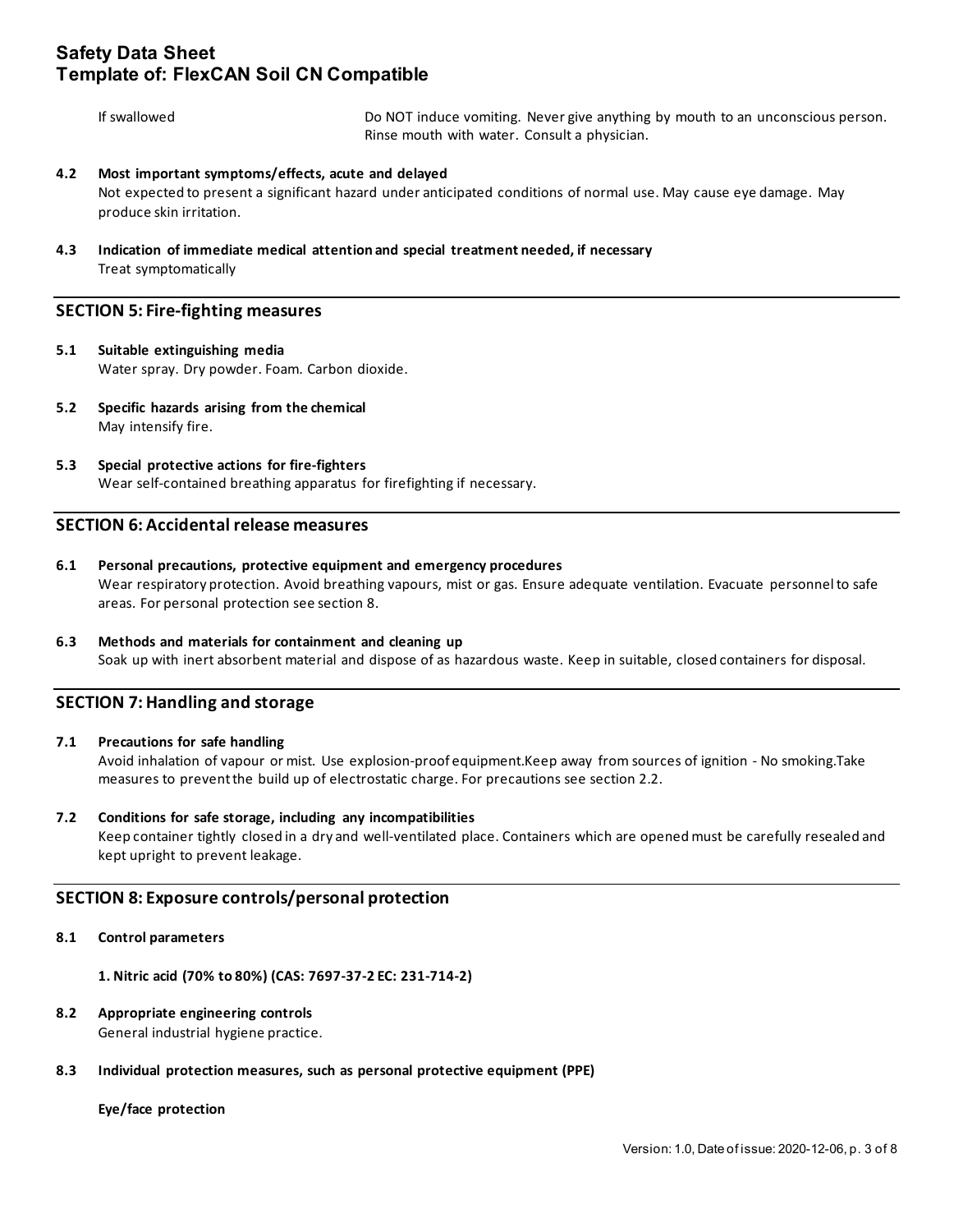| | |
|---|---|
| If swallowed | Do NOT induce vomiting. Never give anything by mouth to an unconscious person. Rinse mouth with water. Consult a physician. |

**4.2 Most important symptoms/effects, acute and delayed**

Not expected to present a significant hazard under anticipated conditions of normal use. May cause eye damage. May produce skin irritation.

**4.3 Indication of immediate medical attention and special treatment needed, if necessary**

Treat symptomatically

## SECTION 5: Fire-fighting measures

**5.1 Suitable extinguishing media**

Water spray. Dry powder. Foam. Carbon dioxide.

**5.2 Specific hazards arising from the chemical**

May intensify fire.

**5.3 Special protective actions for fire-fighters**

Wear self-contained breathing apparatus for firefighting if necessary.

## SECTION 6: Accidental release measures

**6.1 Personal precautions, protective equipment and emergency procedures**

Wear respiratory protection. Avoid breathing vapours, mist or gas. Ensure adequate ventilation. Evacuate personnel to safe areas. For personal protection see section 8.

**6.3 Methods and materials for containment and cleaning up**

Soak up with inert absorbent material and dispose of as hazardous waste. Keep in suitable, closed containers for disposal.

## SECTION 7: Handling and storage

**7.1 Precautions for safe handling**

Avoid inhalation of vapour or mist. Use explosion-proof equipment.Keep away from sources of ignition - No smoking.Take measures to prevent the build up of electrostatic charge. For precautions see section 2.2.

**7.2 Conditions for safe storage, including any incompatibilities**

Keep container tightly closed in a dry and well-ventilated place. Containers which are opened must be carefully resealed and kept upright to prevent leakage.

## SECTION 8: Exposure controls/personal protection

**8.1 Control parameters**

**1. Nitric acid (70% to 80%) (CAS: 7697-37-2 EC: 231-714-2)**

**8.2 Appropriate engineering controls**

General industrial hygiene practice.

**8.3 Individual protection measures, such as personal protective equipment (PPE)**

**Eye/face protection**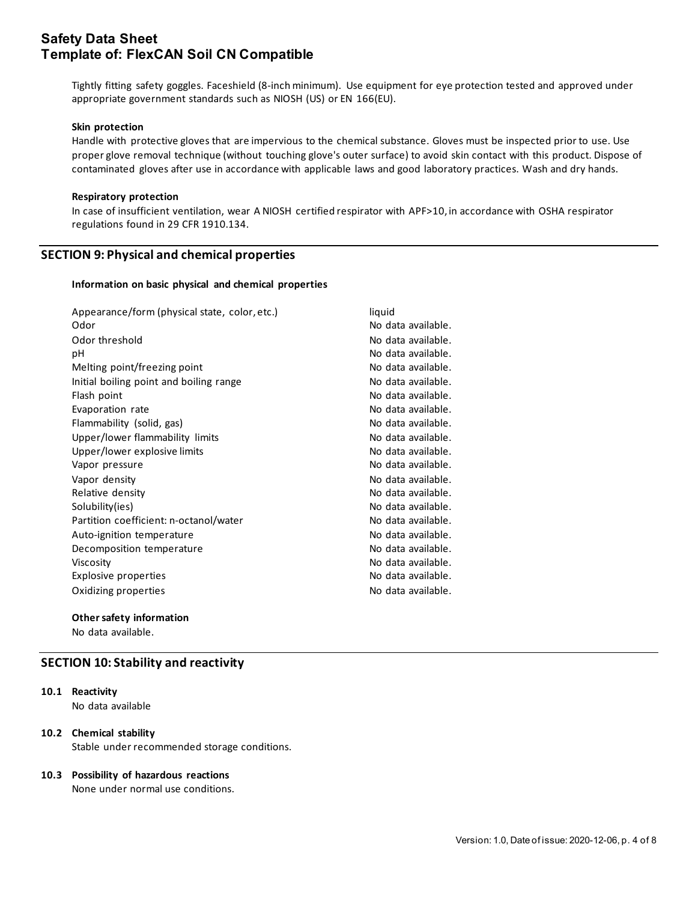Tightly fitting safety goggles. Faceshield (8-inch minimum). Use equipment for eye protection tested and approved under appropriate government standards such as NIOSH (US) or EN 166(EU).

**Skin protection**

Handle with protective gloves that are impervious to the chemical substance. Gloves must be inspected prior to use. Use proper glove removal technique (without touching glove's outer surface) to avoid skin contact with this product. Dispose of contaminated gloves after use in accordance with applicable laws and good laboratory practices. Wash and dry hands.

**Respiratory protection**

In case of insufficient ventilation, wear A NIOSH certified respirator with APF>10, in accordance with OSHA respirator regulations found in 29 CFR 1910.134.

## SECTION 9: Physical and chemical properties

**Information on basic physical and chemical properties**

| Property | Value |
|---|---|
| Appearance/form (physical state, color, etc.) | liquid |
| Odor | No data available. |
| Odor threshold | No data available. |
| pH | No data available. |
| Melting point/freezing point | No data available. |
| Initial boiling point and boiling range | No data available. |
| Flash point | No data available. |
| Evaporation rate | No data available. |
| Flammability (solid, gas) | No data available. |
| Upper/lower flammability limits | No data available. |
| Upper/lower explosive limits | No data available. |
| Vapor pressure | No data available. |
| Vapor density | No data available. |
| Relative density | No data available. |
| Solubility(ies) | No data available. |
| Partition coefficient: n-octanol/water | No data available. |
| Auto-ignition temperature | No data available. |
| Decomposition temperature | No data available. |
| Viscosity | No data available. |
| Explosive properties | No data available. |
| Oxidizing properties | No data available. |

**Other safety information**

No data available.

## SECTION 10: Stability and reactivity

**10.1 Reactivity**

No data available

**10.2 Chemical stability**

Stable under recommended storage conditions.

**10.3 Possibility of hazardous reactions**

None under normal use conditions.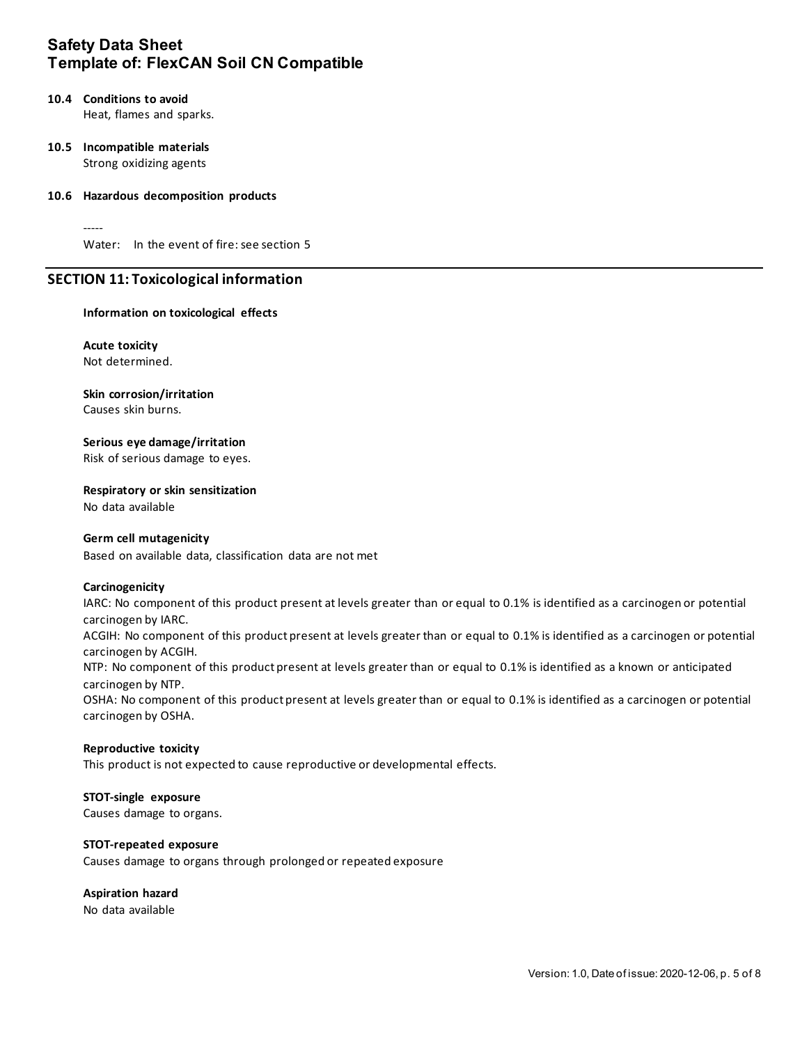**10.4 Conditions to avoid**

Heat, flames and sparks.

**10.5 Incompatible materials**

Strong oxidizing agents

**10.6 Hazardous decomposition products**

-----

Water: In the event of fire: see section 5

## SECTION 11: Toxicological information

**Information on toxicological effects**

**Acute toxicity**

Not determined.

**Skin corrosion/irritation**

Causes skin burns.

**Serious eye damage/irritation**

Risk of serious damage to eyes.

**Respiratory or skin sensitization**

No data available

**Germ cell mutagenicity**

Based on available data, classification data are not met

**Carcinogenicity**

IARC: No component of this product present at levels greater than or equal to 0.1% is identified as a carcinogen or potential carcinogen by IARC.

ACGIH: No component of this product present at levels greater than or equal to 0.1% is identified as a carcinogen or potential carcinogen by ACGIH.

NTP: No component of this product present at levels greater than or equal to 0.1% is identified as a known or anticipated carcinogen by NTP.

OSHA: No component of this product present at levels greater than or equal to 0.1% is identified as a carcinogen or potential carcinogen by OSHA.

**Reproductive toxicity**

This product is not expected to cause reproductive or developmental effects.

**STOT-single exposure**

Causes damage to organs.

**STOT-repeated exposure**

Causes damage to organs through prolonged or repeated exposure

**Aspiration hazard**

No data available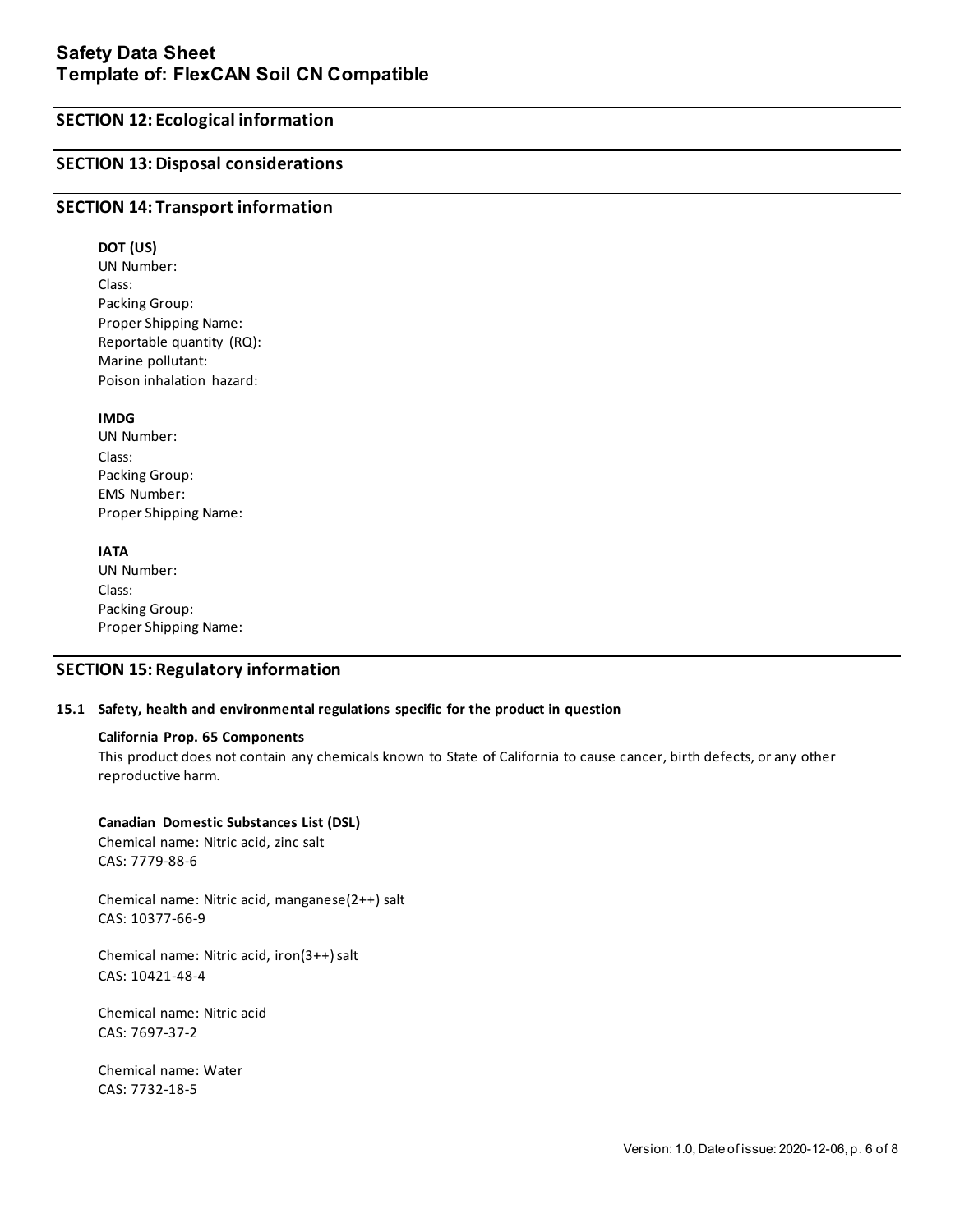## SECTION 12: Ecological information

## SECTION 13: Disposal considerations

## SECTION 14: Transport information

**DOT (US)**
UN Number:
Class:
Packing Group:
Proper Shipping Name:
Reportable quantity (RQ):
Marine pollutant:
Poison inhalation hazard:

**IMDG**
UN Number:
Class:
Packing Group:
EMS Number:
Proper Shipping Name:

**IATA**
UN Number:
Class:
Packing Group:
Proper Shipping Name:

## SECTION 15: Regulatory information

### 15.1 Safety, health and environmental regulations specific for the product in question

**California Prop. 65 Components**
This product does not contain any chemicals known to State of California to cause cancer, birth defects, or any other reproductive harm.

**Canadian Domestic Substances List (DSL)**
Chemical name: Nitric acid, zinc salt
CAS: 7779-88-6

Chemical name: Nitric acid, manganese(2++) salt
CAS: 10377-66-9

Chemical name: Nitric acid, iron(3++) salt
CAS: 10421-48-4

Chemical name: Nitric acid
CAS: 7697-37-2

Chemical name: Water
CAS: 7732-18-5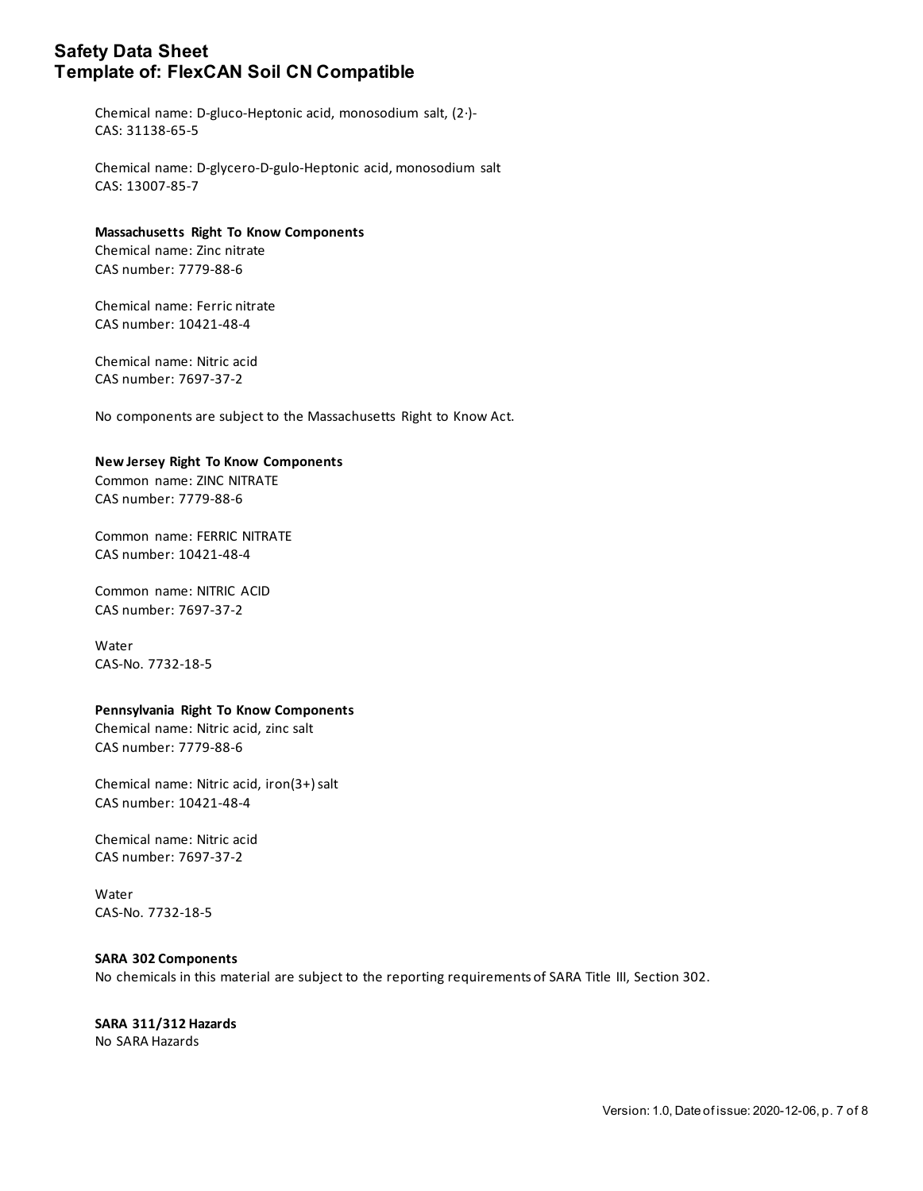Chemical name: D-gluco-Heptonic acid, monosodium salt, (2·)-
CAS: 31138-65-5

Chemical name: D-glycero-D-gulo-Heptonic acid, monosodium salt
CAS: 13007-85-7

**Massachusetts Right To Know Components**

Chemical name: Zinc nitrate
CAS number: 7779-88-6

Chemical name: Ferric nitrate
CAS number: 10421-48-4

Chemical name: Nitric acid
CAS number: 7697-37-2

No components are subject to the Massachusetts Right to Know Act.

**New Jersey Right To Know Components**

Common name: ZINC NITRATE
CAS number: 7779-88-6

Common name: FERRIC NITRATE
CAS number: 10421-48-4

Common name: NITRIC ACID
CAS number: 7697-37-2

Water
CAS-No. 7732-18-5

**Pennsylvania Right To Know Components**

Chemical name: Nitric acid, zinc salt
CAS number: 7779-88-6

Chemical name: Nitric acid, iron(3+) salt
CAS number: 10421-48-4

Chemical name: Nitric acid
CAS number: 7697-37-2

Water
CAS-No. 7732-18-5

**SARA 302 Components**

No chemicals in this material are subject to the reporting requirements of SARA Title III, Section 302.

**SARA 311/312 Hazards**

No SARA Hazards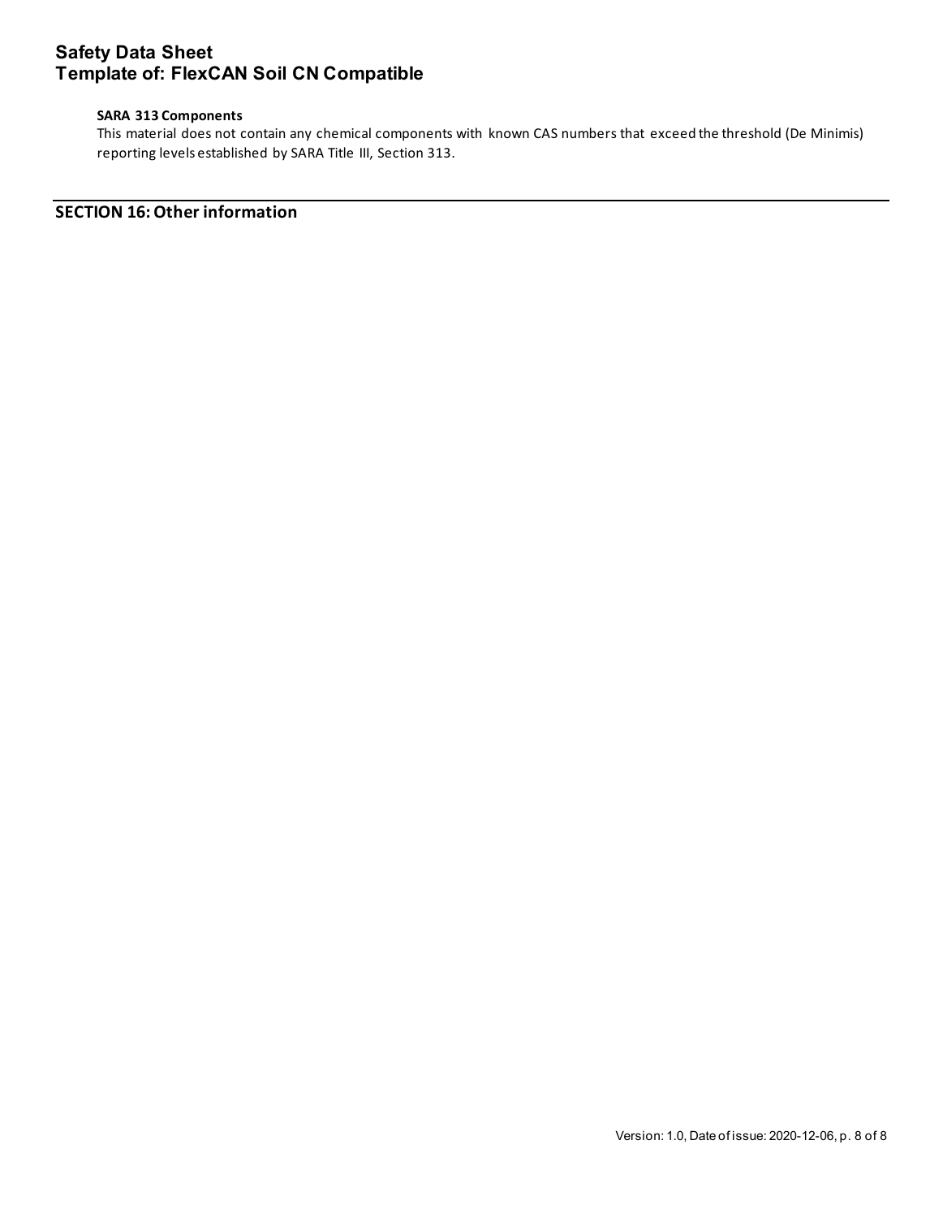#### SARA 313 Components

This material does not contain any chemical components with known CAS numbers that exceed the threshold (De Minimis) reporting levels established by SARA Title III, Section 313.

## SECTION 16: Other information